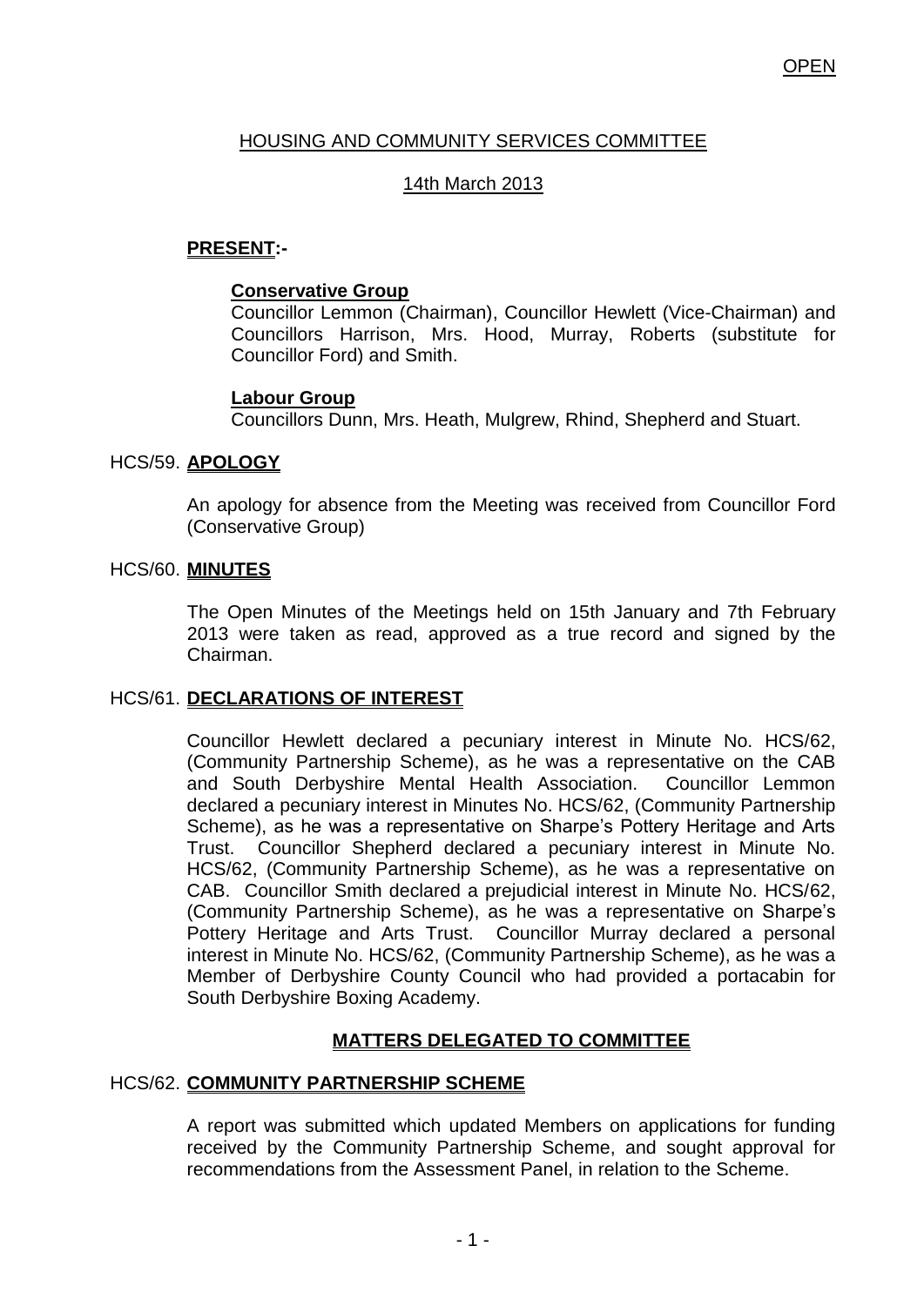OPEN

# HOUSING AND COMMUNITY SERVICES COMMITTEE

## 14th March 2013

**PRESENT:-**

**Conservative Group**
Councillor Lemmon (Chairman), Councillor Hewlett (Vice-Chairman) and Councillors Harrison, Mrs. Hood, Murray, Roberts (substitute for Councillor Ford) and Smith.

**Labour Group**
Councillors Dunn, Mrs. Heath, Mulgrew, Rhind, Shepherd and Stuart.

### HCS/59. APOLOGY

An apology for absence from the Meeting was received from Councillor Ford (Conservative Group)

### HCS/60. MINUTES

The Open Minutes of the Meetings held on 15th January and 7th February 2013 were taken as read, approved as a true record and signed by the Chairman.

### HCS/61. DECLARATIONS OF INTEREST

Councillor Hewlett declared a pecuniary interest in Minute No. HCS/62, (Community Partnership Scheme), as he was a representative on the CAB and South Derbyshire Mental Health Association. Councillor Lemmon declared a pecuniary interest in Minutes No. HCS/62, (Community Partnership Scheme), as he was a representative on Sharpe's Pottery Heritage and Arts Trust. Councillor Shepherd declared a pecuniary interest in Minute No. HCS/62, (Community Partnership Scheme), as he was a representative on CAB. Councillor Smith declared a prejudicial interest in Minute No. HCS/62, (Community Partnership Scheme), as he was a representative on Sharpe's Pottery Heritage and Arts Trust. Councillor Murray declared a personal interest in Minute No. HCS/62, (Community Partnership Scheme), as he was a Member of Derbyshire County Council who had provided a portacabin for South Derbyshire Boxing Academy.

## MATTERS DELEGATED TO COMMITTEE

### HCS/62. COMMUNITY PARTNERSHIP SCHEME

A report was submitted which updated Members on applications for funding received by the Community Partnership Scheme, and sought approval for recommendations from the Assessment Panel, in relation to the Scheme.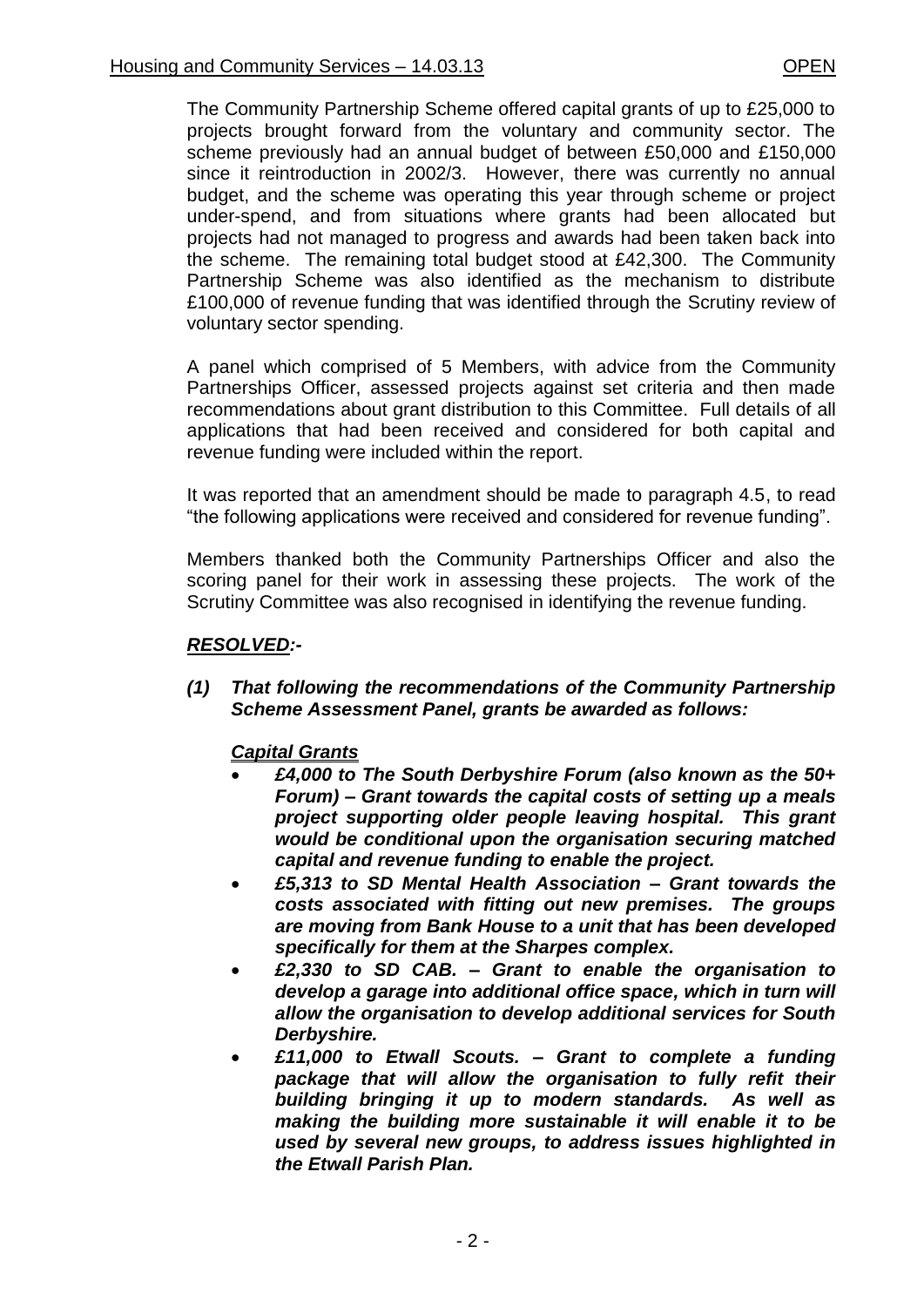The Community Partnership Scheme offered capital grants of up to £25,000 to projects brought forward from the voluntary and community sector. The scheme previously had an annual budget of between £50,000 and £150,000 since it reintroduction in 2002/3. However, there was currently no annual budget, and the scheme was operating this year through scheme or project under-spend, and from situations where grants had been allocated but projects had not managed to progress and awards had been taken back into the scheme. The remaining total budget stood at £42,300. The Community Partnership Scheme was also identified as the mechanism to distribute £100,000 of revenue funding that was identified through the Scrutiny review of voluntary sector spending.

A panel which comprised of 5 Members, with advice from the Community Partnerships Officer, assessed projects against set criteria and then made recommendations about grant distribution to this Committee. Full details of all applications that had been received and considered for both capital and revenue funding were included within the report.

It was reported that an amendment should be made to paragraph 4.5, to read "the following applications were received and considered for revenue funding".

Members thanked both the Community Partnerships Officer and also the scoring panel for their work in assessing these projects. The work of the Scrutiny Committee was also recognised in identifying the revenue funding.

***RESOLVED:-***

***(1) That following the recommendations of the Community Partnership Scheme Assessment Panel, grants be awarded as follows:***

***Capital Grants***

- ***£4,000 to The South Derbyshire Forum (also known as the 50+ Forum) – Grant towards the capital costs of setting up a meals project supporting older people leaving hospital. This grant would be conditional upon the organisation securing matched capital and revenue funding to enable the project.***
- ***£5,313 to SD Mental Health Association – Grant towards the costs associated with fitting out new premises. The groups are moving from Bank House to a unit that has been developed specifically for them at the Sharpes complex.***
- ***£2,330 to SD CAB. – Grant to enable the organisation to develop a garage into additional office space, which in turn will allow the organisation to develop additional services for South Derbyshire.***
- ***£11,000 to Etwall Scouts. – Grant to complete a funding package that will allow the organisation to fully refit their building bringing it up to modern standards. As well as making the building more sustainable it will enable it to be used by several new groups, to address issues highlighted in the Etwall Parish Plan.***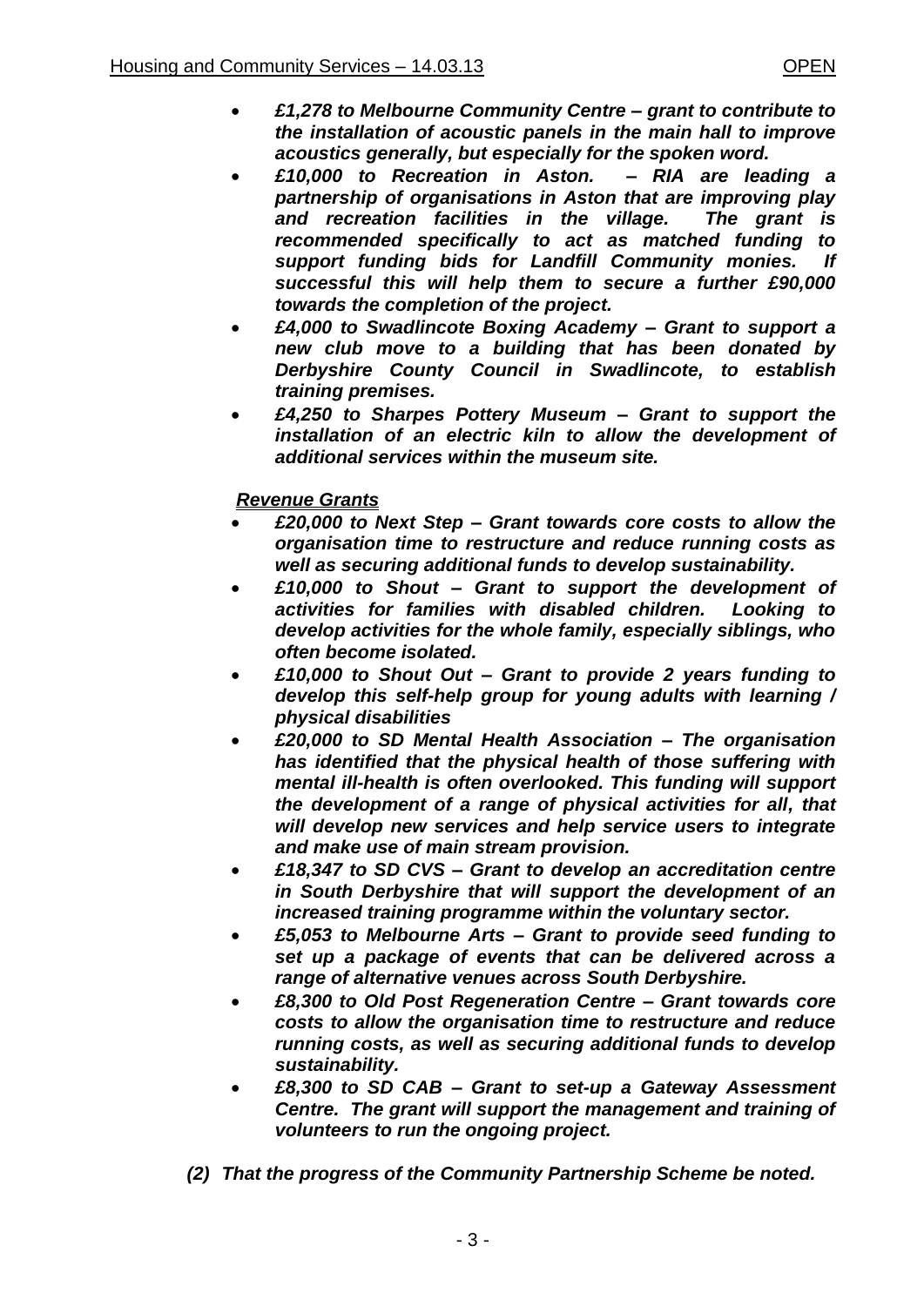- ***£1,278 to Melbourne Community Centre – grant to contribute to the installation of acoustic panels in the main hall to improve acoustics generally, but especially for the spoken word.***
- ***£10,000 to Recreation in Aston. – RIA are leading a partnership of organisations in Aston that are improving play and recreation facilities in the village. The grant is recommended specifically to act as matched funding to support funding bids for Landfill Community monies. If successful this will help them to secure a further £90,000 towards the completion of the project.***
- ***£4,000 to Swadlincote Boxing Academy – Grant to support a new club move to a building that has been donated by Derbyshire County Council in Swadlincote, to establish training premises.***
- ***£4,250 to Sharpes Pottery Museum – Grant to support the installation of an electric kiln to allow the development of additional services within the museum site.***

***Revenue Grants***

- ***£20,000 to Next Step – Grant towards core costs to allow the organisation time to restructure and reduce running costs as well as securing additional funds to develop sustainability.***
- ***£10,000 to Shout – Grant to support the development of activities for families with disabled children. Looking to develop activities for the whole family, especially siblings, who often become isolated.***
- ***£10,000 to Shout Out – Grant to provide 2 years funding to develop this self-help group for young adults with learning / physical disabilities***
- ***£20,000 to SD Mental Health Association – The organisation has identified that the physical health of those suffering with mental ill-health is often overlooked. This funding will support the development of a range of physical activities for all, that will develop new services and help service users to integrate and make use of main stream provision.***
- ***£18,347 to SD CVS – Grant to develop an accreditation centre in South Derbyshire that will support the development of an increased training programme within the voluntary sector.***
- ***£5,053 to Melbourne Arts – Grant to provide seed funding to set up a package of events that can be delivered across a range of alternative venues across South Derbyshire.***
- ***£8,300 to Old Post Regeneration Centre – Grant towards core costs to allow the organisation time to restructure and reduce running costs, as well as securing additional funds to develop sustainability.***
- ***£8,300 to SD CAB – Grant to set-up a Gateway Assessment Centre. The grant will support the management and training of volunteers to run the ongoing project.***

***(2) That the progress of the Community Partnership Scheme be noted.***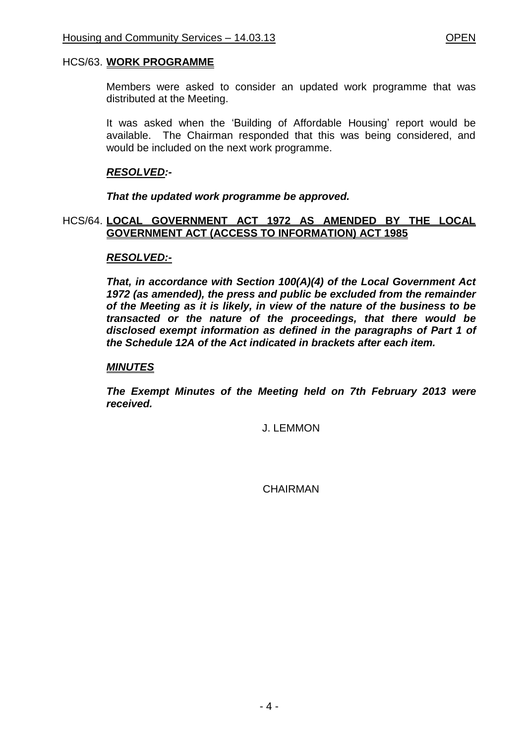## HCS/63. **WORK PROGRAMME**

Members were asked to consider an updated work programme that was distributed at the Meeting.

It was asked when the 'Building of Affordable Housing' report would be available. The Chairman responded that this was being considered, and would be included on the next work programme.

***RESOLVED:-***

***That the updated work programme be approved.***

## HCS/64. **LOCAL GOVERNMENT ACT 1972 AS AMENDED BY THE LOCAL GOVERNMENT ACT (ACCESS TO INFORMATION) ACT 1985**

***RESOLVED:-***

***That, in accordance with Section 100(A)(4) of the Local Government Act 1972 (as amended), the press and public be excluded from the remainder of the Meeting as it is likely, in view of the nature of the business to be transacted or the nature of the proceedings, that there would be disclosed exempt information as defined in the paragraphs of Part 1 of the Schedule 12A of the Act indicated in brackets after each item.***

***MINUTES***

***The Exempt Minutes of the Meeting held on 7th February 2013 were received.***

J. LEMMON

CHAIRMAN